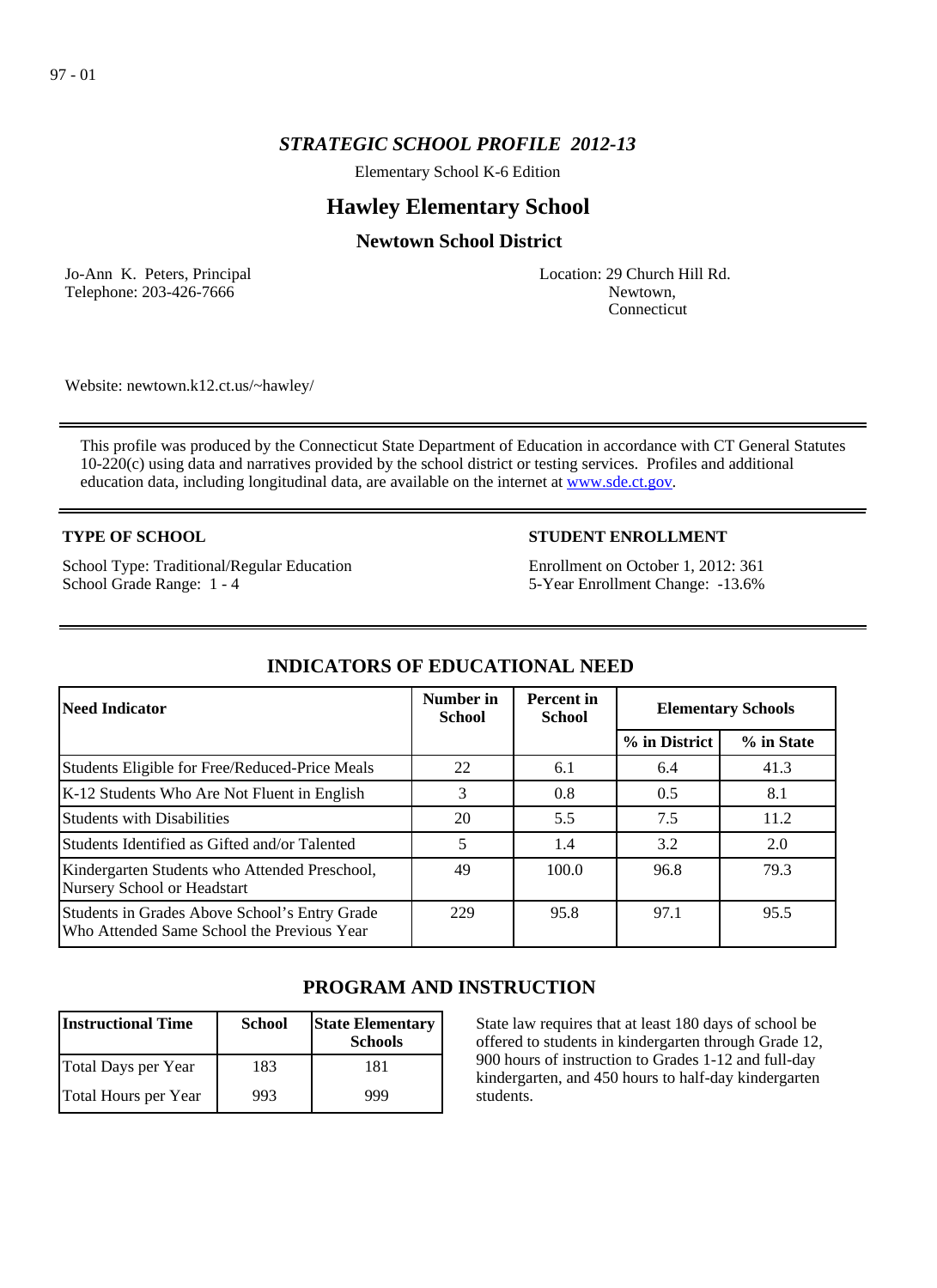97 - 01

# *STRATEGIC SCHOOL PROFILE 2012-13*

Elementary School K-6 Edition

## Hawley Elementary School

### Newtown School District

Jo-Ann K. Peters, Principal
Telephone: 203-426-7666

Location: 29 Church Hill Rd.
Newtown,
Connecticut

Website: newtown.k12.ct.us/~hawley/

This profile was produced by the Connecticut State Department of Education in accordance with CT General Statutes 10-220(c) using data and narratives provided by the school district or testing services. Profiles and additional education data, including longitudinal data, are available on the internet at [www.sde.ct.gov](www.sde.ct.gov).

**TYPE OF SCHOOL**

School Type: Traditional/Regular Education
School Grade Range: 1 - 4

**STUDENT ENROLLMENT**

Enrollment on October 1, 2012: 361
5-Year Enrollment Change: -13.6%

## INDICATORS OF EDUCATIONAL NEED

| Need Indicator | Number in School | Percent in School | Elementary Schools | |
|---|---|---|---|---|
| | | | % in District | % in State |
| Students Eligible for Free/Reduced-Price Meals | 22 | 6.1 | 6.4 | 41.3 |
| K-12 Students Who Are Not Fluent in English | 3 | 0.8 | 0.5 | 8.1 |
| Students with Disabilities | 20 | 5.5 | 7.5 | 11.2 |
| Students Identified as Gifted and/or Talented | 5 | 1.4 | 3.2 | 2.0 |
| Kindergarten Students who Attended Preschool, Nursery School or Headstart | 49 | 100.0 | 96.8 | 79.3 |
| Students in Grades Above School's Entry Grade Who Attended Same School the Previous Year | 229 | 95.8 | 97.1 | 95.5 |

## PROGRAM AND INSTRUCTION

| Instructional Time | School | State Elementary Schools |
|---|---|---|
| Total Days per Year | 183 | 181 |
| Total Hours per Year | 993 | 999 |

State law requires that at least 180 days of school be offered to students in kindergarten through Grade 12, 900 hours of instruction to Grades 1-12 and full-day kindergarten, and 450 hours to half-day kindergarten students.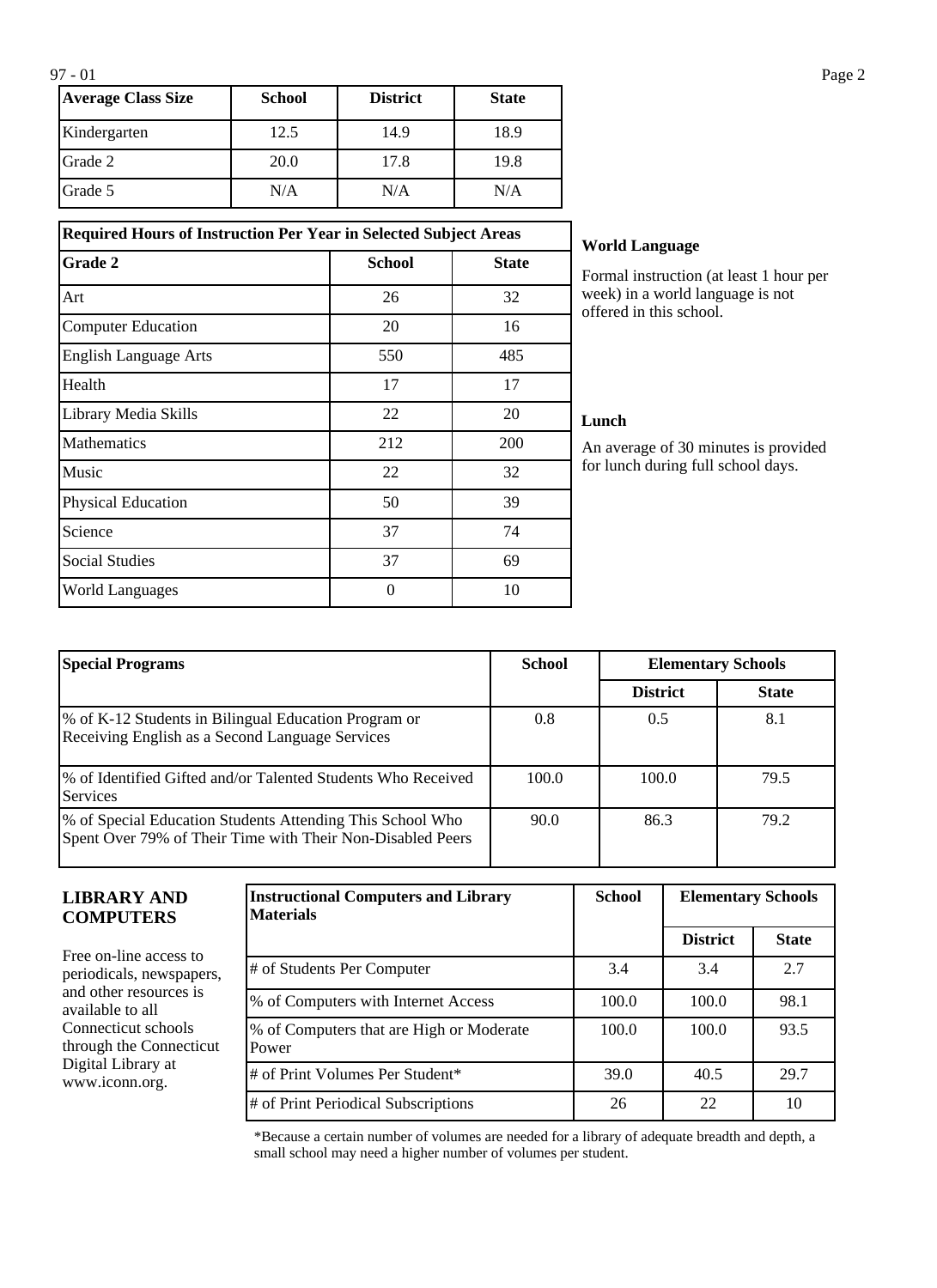| Average Class Size | School | District | State |
|---|---|---|---|
| Kindergarten | 12.5 | 14.9 | 18.9 |
| Grade 2 | 20.0 | 17.8 | 19.8 |
| Grade 5 | N/A | N/A | N/A |

| Required Hours of Instruction Per Year in Selected Subject Areas | | |
|---|---|---|
| **Grade 2** | **School** | **State** |
| Art | 26 | 32 |
| Computer Education | 20 | 16 |
| English Language Arts | 550 | 485 |
| Health | 17 | 17 |
| Library Media Skills | 22 | 20 |
| Mathematics | 212 | 200 |
| Music | 22 | 32 |
| Physical Education | 50 | 39 |
| Science | 37 | 74 |
| Social Studies | 37 | 69 |
| World Languages | 0 | 10 |

**World Language**

Formal instruction (at least 1 hour per week) in a world language is not offered in this school.

**Lunch**

An average of 30 minutes is provided for lunch during full school days.

| Special Programs | School | Elementary Schools | |
|---|---|---|---|
| | | District | State |
| % of K-12 Students in Bilingual Education Program or Receiving English as a Second Language Services | 0.8 | 0.5 | 8.1 |
| % of Identified Gifted and/or Talented Students Who Received Services | 100.0 | 100.0 | 79.5 |
| % of Special Education Students Attending This School Who Spent Over 79% of Their Time with Their Non-Disabled Peers | 90.0 | 86.3 | 79.2 |

## LIBRARY AND COMPUTERS

Free on-line access to periodicals, newspapers, and other resources is available to all Connecticut schools through the Connecticut Digital Library at www.iconn.org.

| Instructional Computers and Library Materials | School | Elementary Schools | |
|---|---|---|---|
| | | District | State |
| # of Students Per Computer | 3.4 | 3.4 | 2.7 |
| % of Computers with Internet Access | 100.0 | 100.0 | 98.1 |
| % of Computers that are High or Moderate Power | 100.0 | 100.0 | 93.5 |
| # of Print Volumes Per Student* | 39.0 | 40.5 | 29.7 |
| # of Print Periodical Subscriptions | 26 | 22 | 10 |

*Because a certain number of volumes are needed for a library of adequate breadth and depth, a small school may need a higher number of volumes per student.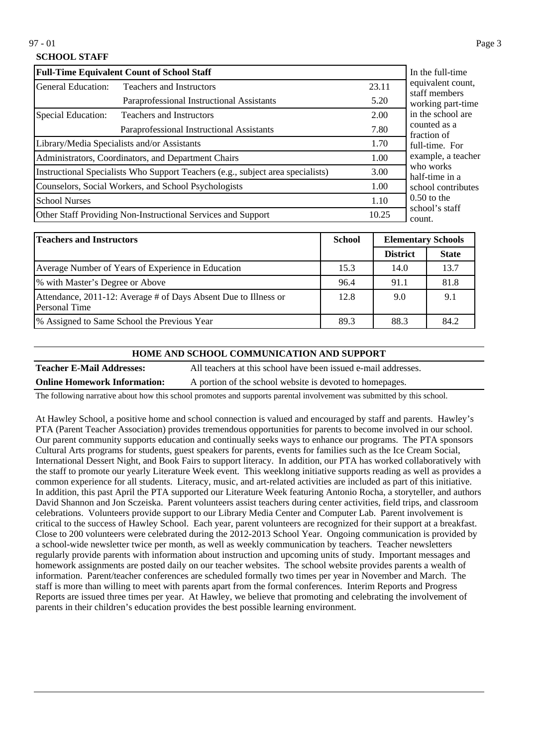## SCHOOL STAFF

| Full-Time Equivalent Count of School Staff | | |
|---|---|---|
| General Education: | Teachers and Instructors | 23.11 |
| | Paraprofessional Instructional Assistants | 5.20 |
| Special Education: | Teachers and Instructors | 2.00 |
| | Paraprofessional Instructional Assistants | 7.80 |
| Library/Media Specialists and/or Assistants | | 1.70 |
| Administrators, Coordinators, and Department Chairs | | 1.00 |
| Instructional Specialists Who Support Teachers (e.g., subject area specialists) | | 3.00 |
| Counselors, Social Workers, and School Psychologists | | 1.00 |
| School Nurses | | 1.10 |
| Other Staff Providing Non-Instructional Services and Support | | 10.25 |

In the full-time equivalent count, staff members working part-time in the school are counted as a fraction of full-time. For example, a teacher who works half-time in a school contributes 0.50 to the school's staff count.

| Teachers and Instructors | School | Elementary Schools | |
|---|---|---|---|
| | | District | State |
| Average Number of Years of Experience in Education | 15.3 | 14.0 | 13.7 |
| % with Master's Degree or Above | 96.4 | 91.1 | 81.8 |
| Attendance, 2011-12: Average # of Days Absent Due to Illness or Personal Time | 12.8 | 9.0 | 9.1 |
| % Assigned to Same School the Previous Year | 89.3 | 88.3 | 84.2 |

## HOME AND SCHOOL COMMUNICATION AND SUPPORT

**Teacher E-Mail Addresses:** All teachers at this school have been issued e-mail addresses.

**Online Homework Information:** A portion of the school website is devoted to homepages.

The following narrative about how this school promotes and supports parental involvement was submitted by this school.

At Hawley School, a positive home and school connection is valued and encouraged by staff and parents. Hawley's PTA (Parent Teacher Association) provides tremendous opportunities for parents to become involved in our school. Our parent community supports education and continually seeks ways to enhance our programs. The PTA sponsors Cultural Arts programs for students, guest speakers for parents, events for families such as the Ice Cream Social, International Dessert Night, and Book Fairs to support literacy. In addition, our PTA has worked collaboratively with the staff to promote our yearly Literature Week event. This weeklong initiative supports reading as well as provides a common experience for all students. Literacy, music, and art-related activities are included as part of this initiative. In addition, this past April the PTA supported our Literature Week featuring Antonio Rocha, a storyteller, and authors David Shannon and Jon Sczeiska. Parent volunteers assist teachers during center activities, field trips, and classroom celebrations. Volunteers provide support to our Library Media Center and Computer Lab. Parent involvement is critical to the success of Hawley School. Each year, parent volunteers are recognized for their support at a breakfast. Close to 200 volunteers were celebrated during the 2012-2013 School Year. Ongoing communication is provided by a school-wide newsletter twice per month, as well as weekly communication by teachers. Teacher newsletters regularly provide parents with information about instruction and upcoming units of study. Important messages and homework assignments are posted daily on our teacher websites. The school website provides parents a wealth of information. Parent/teacher conferences are scheduled formally two times per year in November and March. The staff is more than willing to meet with parents apart from the formal conferences. Interim Reports and Progress Reports are issued three times per year. At Hawley, we believe that promoting and celebrating the involvement of parents in their children's education provides the best possible learning environment.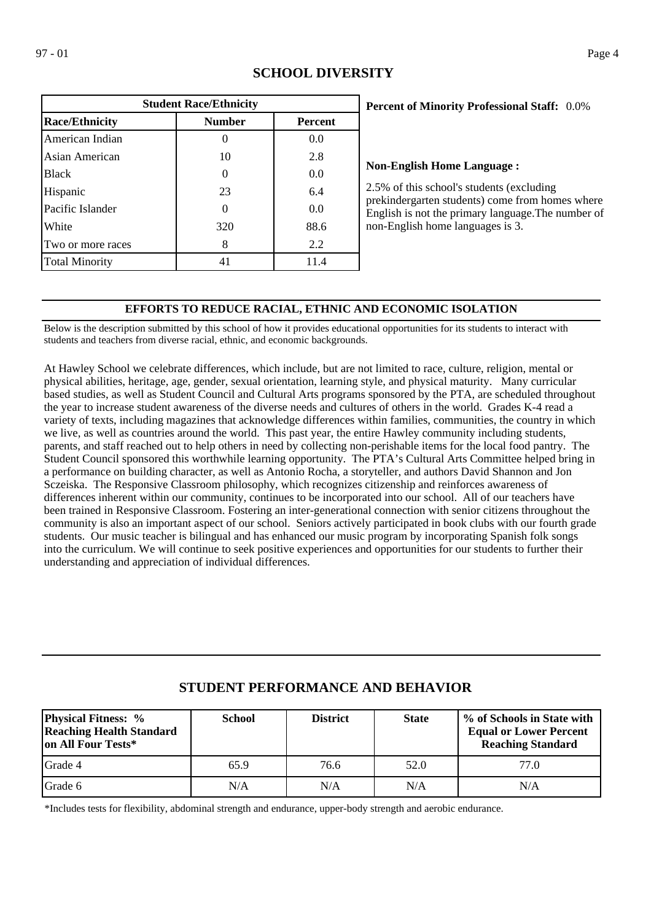## SCHOOL DIVERSITY

| Student Race/Ethnicity | | |
|---|---|---|
| **Race/Ethnicity** | **Number** | **Percent** |
| American Indian | 0 | 0.0 |
| Asian American | 10 | 2.8 |
| Black | 0 | 0.0 |
| Hispanic | 23 | 6.4 |
| Pacific Islander | 0 | 0.0 |
| White | 320 | 88.6 |
| Two or more races | 8 | 2.2 |
| Total Minority | 41 | 11.4 |

**Percent of Minority Professional Staff:** 0.0%

**Non-English Home Language :**

2.5% of this school's students (excluding prekindergarten students) come from homes where English is not the primary language.The number of non-English home languages is 3.

### EFFORTS TO REDUCE RACIAL, ETHNIC AND ECONOMIC ISOLATION

Below is the description submitted by this school of how it provides educational opportunities for its students to interact with students and teachers from diverse racial, ethnic, and economic backgrounds.

At Hawley School we celebrate differences, which include, but are not limited to race, culture, religion, mental or physical abilities, heritage, age, gender, sexual orientation, learning style, and physical maturity. Many curricular based studies, as well as Student Council and Cultural Arts programs sponsored by the PTA, are scheduled throughout the year to increase student awareness of the diverse needs and cultures of others in the world. Grades K-4 read a variety of texts, including magazines that acknowledge differences within families, communities, the country in which we live, as well as countries around the world. This past year, the entire Hawley community including students, parents, and staff reached out to help others in need by collecting non-perishable items for the local food pantry. The Student Council sponsored this worthwhile learning opportunity. The PTA's Cultural Arts Committee helped bring in a performance on building character, as well as Antonio Rocha, a storyteller, and authors David Shannon and Jon Sczeiska. The Responsive Classroom philosophy, which recognizes citizenship and reinforces awareness of differences inherent within our community, continues to be incorporated into our school. All of our teachers have been trained in Responsive Classroom. Fostering an inter-generational connection with senior citizens throughout the community is also an important aspect of our school. Seniors actively participated in book clubs with our fourth grade students. Our music teacher is bilingual and has enhanced our music program by incorporating Spanish folk songs into the curriculum. We will continue to seek positive experiences and opportunities for our students to further their understanding and appreciation of individual differences.

## STUDENT PERFORMANCE AND BEHAVIOR

| Physical Fitness: % Reaching Health Standard on All Four Tests* | School | District | State | % of Schools in State with Equal or Lower Percent Reaching Standard |
|---|---|---|---|---|
| Grade 4 | 65.9 | 76.6 | 52.0 | 77.0 |
| Grade 6 | N/A | N/A | N/A | N/A |

*Includes tests for flexibility, abdominal strength and endurance, upper-body strength and aerobic endurance.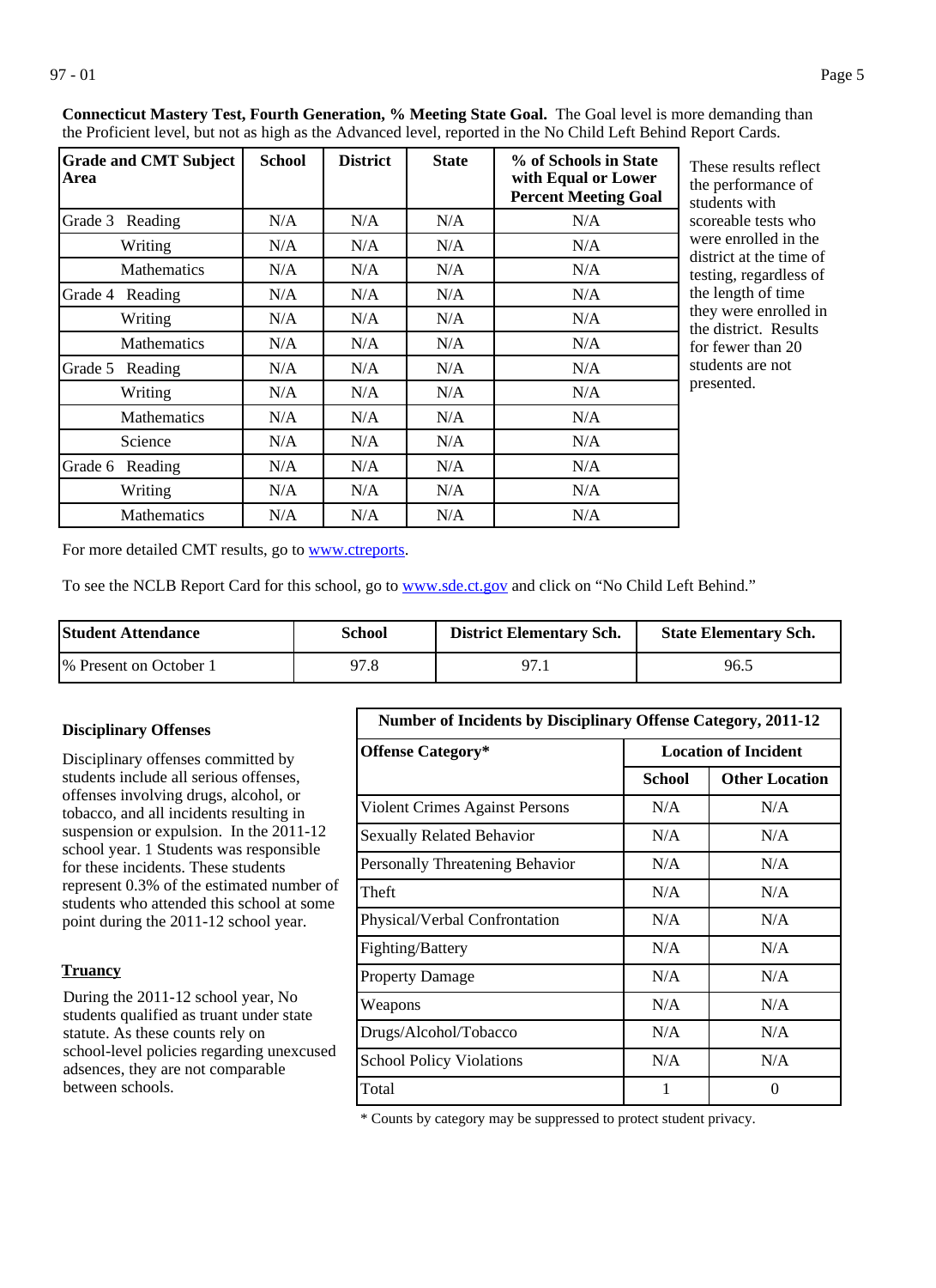**Connecticut Mastery Test, Fourth Generation, % Meeting State Goal.** The Goal level is more demanding than the Proficient level, but not as high as the Advanced level, reported in the No Child Left Behind Report Cards.

| Grade and CMT Subject Area | School | District | State | % of Schools in State with Equal or Lower Percent Meeting Goal |
|---|---|---|---|---|
| Grade 3 Reading | N/A | N/A | N/A | N/A |
| Writing | N/A | N/A | N/A | N/A |
| Mathematics | N/A | N/A | N/A | N/A |
| Grade 4 Reading | N/A | N/A | N/A | N/A |
| Writing | N/A | N/A | N/A | N/A |
| Mathematics | N/A | N/A | N/A | N/A |
| Grade 5 Reading | N/A | N/A | N/A | N/A |
| Writing | N/A | N/A | N/A | N/A |
| Mathematics | N/A | N/A | N/A | N/A |
| Science | N/A | N/A | N/A | N/A |
| Grade 6 Reading | N/A | N/A | N/A | N/A |
| Writing | N/A | N/A | N/A | N/A |
| Mathematics | N/A | N/A | N/A | N/A |

These results reflect the performance of students with scoreable tests who were enrolled in the district at the time of testing, regardless of the length of time they were enrolled in the district. Results for fewer than 20 students are not presented.

For more detailed CMT results, go to www.ctreports.

To see the NCLB Report Card for this school, go to www.sde.ct.gov and click on "No Child Left Behind."

| Student Attendance | School | District Elementary Sch. | State Elementary Sch. |
|---|---|---|---|
| % Present on October 1 | 97.8 | 97.1 | 96.5 |

**Disciplinary Offenses**

Disciplinary offenses committed by students include all serious offenses, offenses involving drugs, alcohol, or tobacco, and all incidents resulting in suspension or expulsion. In the 2011-12 school year, 1 Students was responsible for these incidents. These students represent 0.3% of the estimated number of students who attended this school at some point during the 2011-12 school year.

**Truancy**

During the 2011-12 school year, No students qualified as truant under state statute. As these counts rely on school-level policies regarding unexcused adsences, they are not comparable between schools.

| Number of Incidents by Disciplinary Offense Category, 2011-12 | | |
|---|---|---|
| Offense Category* | Location of Incident | |
| | School | Other Location |
| Violent Crimes Against Persons | N/A | N/A |
| Sexually Related Behavior | N/A | N/A |
| Personally Threatening Behavior | N/A | N/A |
| Theft | N/A | N/A |
| Physical/Verbal Confrontation | N/A | N/A |
| Fighting/Battery | N/A | N/A |
| Property Damage | N/A | N/A |
| Weapons | N/A | N/A |
| Drugs/Alcohol/Tobacco | N/A | N/A |
| School Policy Violations | N/A | N/A |
| Total | 1 | 0 |

* Counts by category may be suppressed to protect student privacy.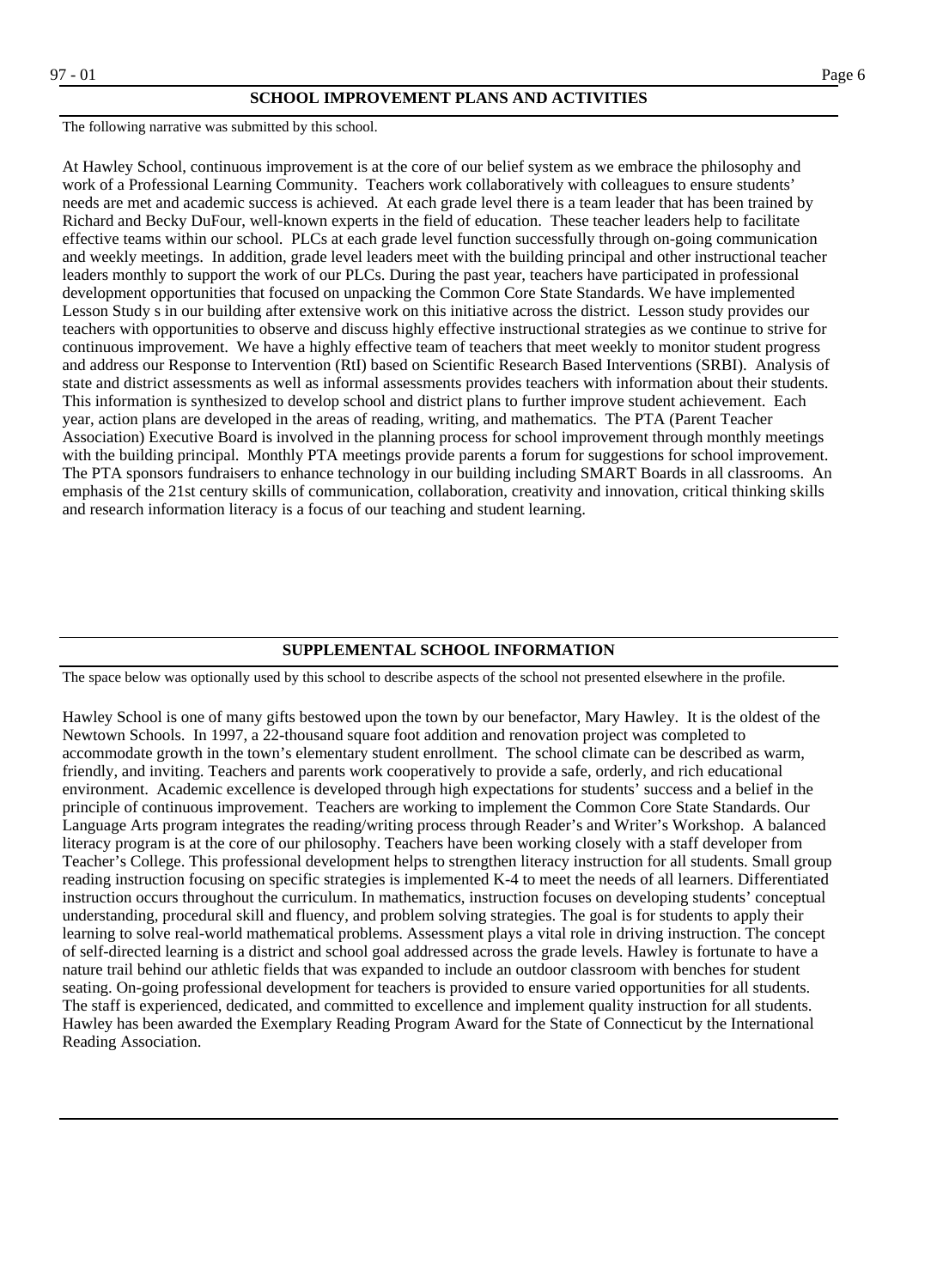## SCHOOL IMPROVEMENT PLANS AND ACTIVITIES

The following narrative was submitted by this school.

At Hawley School, continuous improvement is at the core of our belief system as we embrace the philosophy and work of a Professional Learning Community. Teachers work collaboratively with colleagues to ensure students' needs are met and academic success is achieved. At each grade level there is a team leader that has been trained by Richard and Becky DuFour, well-known experts in the field of education. These teacher leaders help to facilitate effective teams within our school. PLCs at each grade level function successfully through on-going communication and weekly meetings. In addition, grade level leaders meet with the building principal and other instructional teacher leaders monthly to support the work of our PLCs. During the past year, teachers have participated in professional development opportunities that focused on unpacking the Common Core State Standards. We have implemented Lesson Study s in our building after extensive work on this initiative across the district. Lesson study provides our teachers with opportunities to observe and discuss highly effective instructional strategies as we continue to strive for continuous improvement. We have a highly effective team of teachers that meet weekly to monitor student progress and address our Response to Intervention (RtI) based on Scientific Research Based Interventions (SRBI). Analysis of state and district assessments as well as informal assessments provides teachers with information about their students. This information is synthesized to develop school and district plans to further improve student achievement. Each year, action plans are developed in the areas of reading, writing, and mathematics. The PTA (Parent Teacher Association) Executive Board is involved in the planning process for school improvement through monthly meetings with the building principal. Monthly PTA meetings provide parents a forum for suggestions for school improvement. The PTA sponsors fundraisers to enhance technology in our building including SMART Boards in all classrooms. An emphasis of the 21st century skills of communication, collaboration, creativity and innovation, critical thinking skills and research information literacy is a focus of our teaching and student learning.

## SUPPLEMENTAL SCHOOL INFORMATION

The space below was optionally used by this school to describe aspects of the school not presented elsewhere in the profile.

Hawley School is one of many gifts bestowed upon the town by our benefactor, Mary Hawley. It is the oldest of the Newtown Schools. In 1997, a 22-thousand square foot addition and renovation project was completed to accommodate growth in the town's elementary student enrollment. The school climate can be described as warm, friendly, and inviting. Teachers and parents work cooperatively to provide a safe, orderly, and rich educational environment. Academic excellence is developed through high expectations for students' success and a belief in the principle of continuous improvement. Teachers are working to implement the Common Core State Standards. Our Language Arts program integrates the reading/writing process through Reader's and Writer's Workshop. A balanced literacy program is at the core of our philosophy. Teachers have been working closely with a staff developer from Teacher's College. This professional development helps to strengthen literacy instruction for all students. Small group reading instruction focusing on specific strategies is implemented K-4 to meet the needs of all learners. Differentiated instruction occurs throughout the curriculum. In mathematics, instruction focuses on developing students' conceptual understanding, procedural skill and fluency, and problem solving strategies. The goal is for students to apply their learning to solve real-world mathematical problems. Assessment plays a vital role in driving instruction. The concept of self-directed learning is a district and school goal addressed across the grade levels. Hawley is fortunate to have a nature trail behind our athletic fields that was expanded to include an outdoor classroom with benches for student seating. On-going professional development for teachers is provided to ensure varied opportunities for all students. The staff is experienced, dedicated, and committed to excellence and implement quality instruction for all students. Hawley has been awarded the Exemplary Reading Program Award for the State of Connecticut by the International Reading Association.